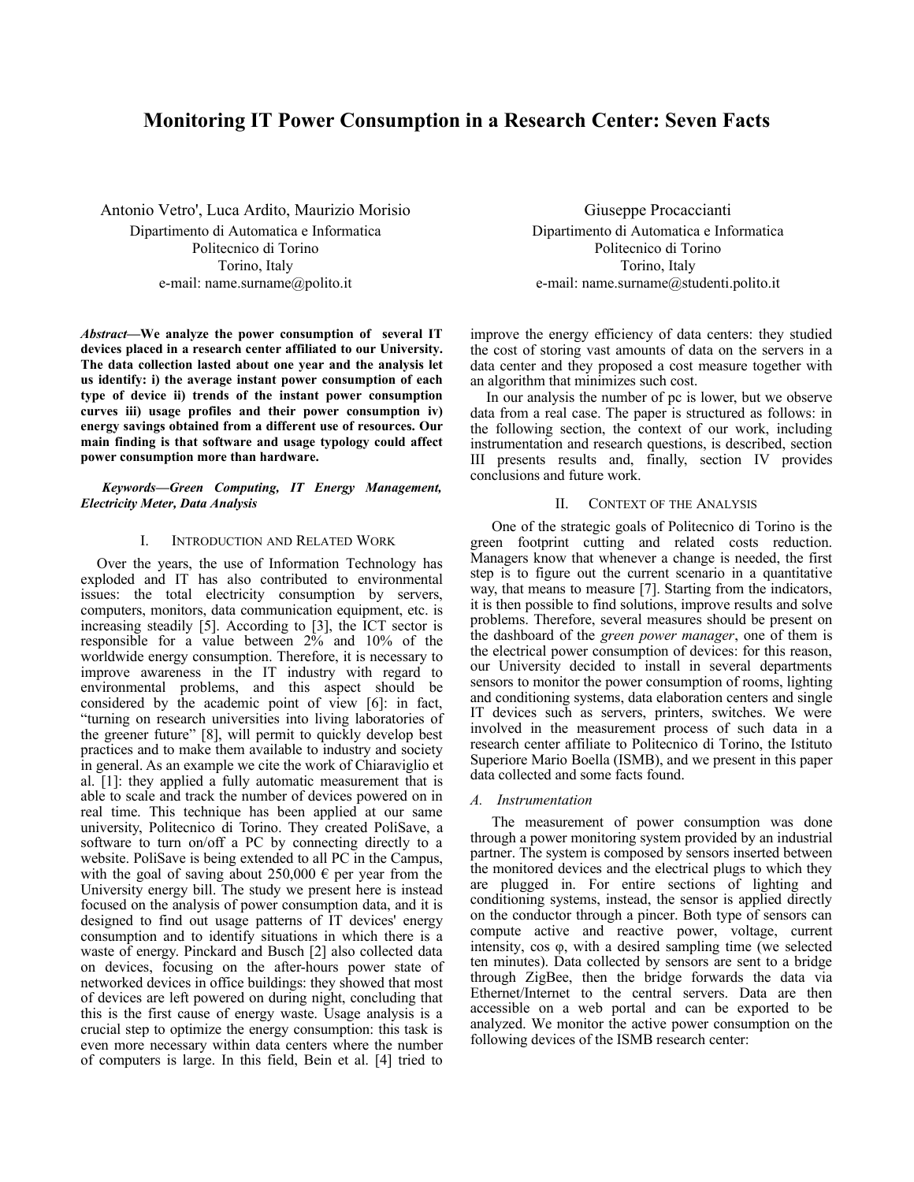# Monitoring IT Power Consumption in a Research Center: Seven Facts

Antonio Vetro', Luca Ardito, Maurizio Morisio
Dipartimento di Automatica e Informatica
Politecnico di Torino
Torino, Italy
e-mail: name.surname@polito.it

Giuseppe Procaccianti
Dipartimento di Automatica e Informatica
Politecnico di Torino
Torino, Italy
e-mail: name.surname@studenti.polito.it

***Abstract*—We analyze the power consumption of several IT devices placed in a research center affiliated to our University. The data collection lasted about one year and the analysis let us identify: i) the average instant power consumption of each type of device ii) trends of the instant power consumption curves iii) usage profiles and their power consumption iv) energy savings obtained from a different use of resources. Our main finding is that software and usage typology could affect power consumption more than hardware.**

***Keywords—Green Computing, IT Energy Management, Electricity Meter, Data Analysis***

## I. Introduction and Related Work

Over the years, the use of Information Technology has exploded and IT has also contributed to environmental issues: the total electricity consumption by servers, computers, monitors, data communication equipment, etc. is increasing steadily [5]. According to [3], the ICT sector is responsible for a value between 2% and 10% of the worldwide energy consumption. Therefore, it is necessary to improve awareness in the IT industry with regard to environmental problems, and this aspect should be considered by the academic point of view [6]: in fact, "turning on research universities into living laboratories of the greener future" [8], will permit to quickly develop best practices and to make them available to industry and society in general. As an example we cite the work of Chiaraviglio et al. [1]: they applied a fully automatic measurement that is able to scale and track the number of devices powered on in real time. This technique has been applied at our same university, Politecnico di Torino. They created PoliSave, a software to turn on/off a PC by connecting directly to a website. PoliSave is being extended to all PC in the Campus, with the goal of saving about 250,000 € per year from the University energy bill. The study we present here is instead focused on the analysis of power consumption data, and it is designed to find out usage patterns of IT devices' energy consumption and to identify situations in which there is a waste of energy. Pinckard and Busch [2] also collected data on devices, focusing on the after-hours power state of networked devices in office buildings: they showed that most of devices are left powered on during night, concluding that this is the first cause of energy waste. Usage analysis is a crucial step to optimize the energy consumption: this task is even more necessary within data centers where the number of computers is large. In this field, Bein et al. [4] tried to improve the energy efficiency of data centers: they studied the cost of storing vast amounts of data on the servers in a data center and they proposed a cost measure together with an algorithm that minimizes such cost.

In our analysis the number of pc is lower, but we observe data from a real case. The paper is structured as follows: in the following section, the context of our work, including instrumentation and research questions, is described, section III presents results and, finally, section IV provides conclusions and future work.

## II. Context of the Analysis

One of the strategic goals of Politecnico di Torino is the green footprint cutting and related costs reduction. Managers know that whenever a change is needed, the first step is to figure out the current scenario in a quantitative way, that means to measure [7]. Starting from the indicators, it is then possible to find solutions, improve results and solve problems. Therefore, several measures should be present on the dashboard of the *green power manager*, one of them is the electrical power consumption of devices: for this reason, our University decided to install in several departments sensors to monitor the power consumption of rooms, lighting and conditioning systems, data elaboration centers and single IT devices such as servers, printers, switches. We were involved in the measurement process of such data in a research center affiliate to Politecnico di Torino, the Istituto Superiore Mario Boella (ISMB), and we present in this paper data collected and some facts found.

### A. Instrumentation

The measurement of power consumption was done through a power monitoring system provided by an industrial partner. The system is composed by sensors inserted between the monitored devices and the electrical plugs to which they are plugged in. For entire sections of lighting and conditioning systems, instead, the sensor is applied directly on the conductor through a pincer. Both type of sensors can compute active and reactive power, voltage, current intensity, cos φ, with a desired sampling time (we selected ten minutes). Data collected by sensors are sent to a bridge through ZigBee, then the bridge forwards the data via Ethernet/Internet to the central servers. Data are then accessible on a web portal and can be exported to be analyzed. We monitor the active power consumption on the following devices of the ISMB research center: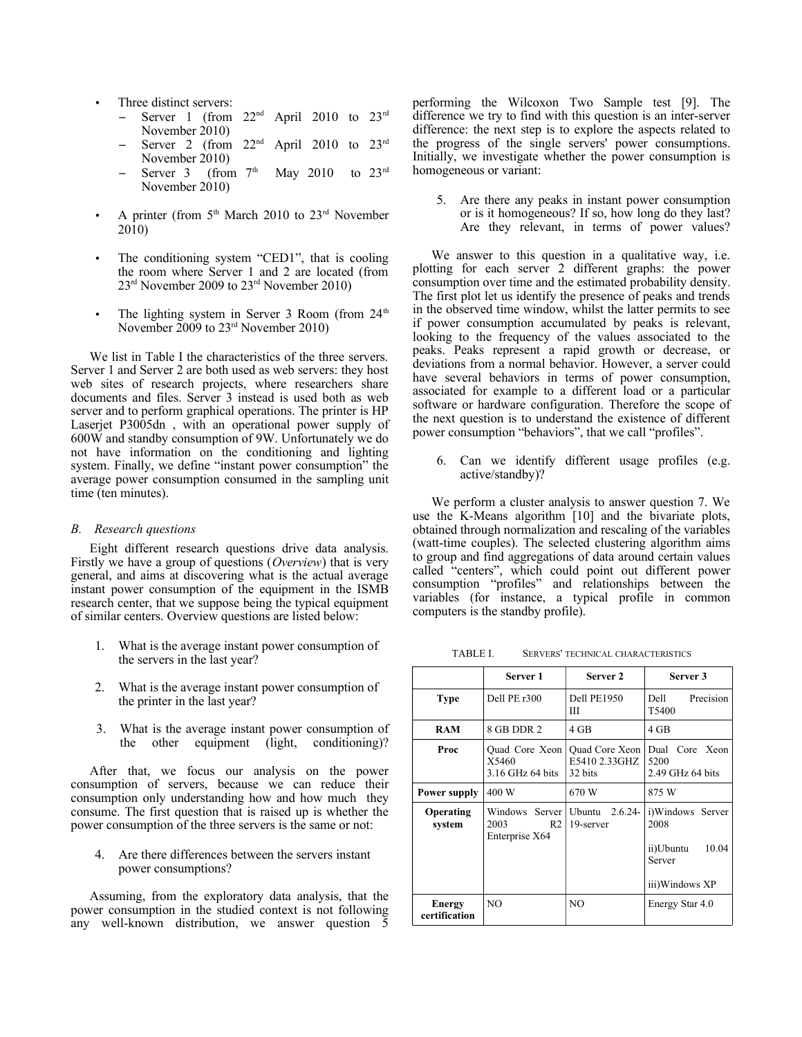- Three distinct servers:
  - Server 1 (from 22nd April 2010 to 23rd November 2010)
  - Server 2 (from 22nd April 2010 to 23rd November 2010)
  - Server 3 (from 7th May 2010 to 23rd November 2010)
- A printer (from 5th March 2010 to 23rd November 2010)
- The conditioning system "CED1", that is cooling the room where Server 1 and 2 are located (from 23rd November 2009 to 23rd November 2010)
- The lighting system in Server 3 Room (from 24th November 2009 to 23rd November 2010)

We list in Table I the characteristics of the three servers. Server 1 and Server 2 are both used as web servers: they host web sites of research projects, where researchers share documents and files. Server 3 instead is used both as web server and to perform graphical operations. The printer is HP Laserjet P3005dn , with an operational power supply of 600W and standby consumption of 9W. Unfortunately we do not have information on the conditioning and lighting system. Finally, we define "instant power consumption" the average power consumption consumed in the sampling unit time (ten minutes).

### B. Research questions

Eight different research questions drive data analysis. Firstly we have a group of questions (*Overview*) that is very general, and aims at discovering what is the actual average instant power consumption of the equipment in the ISMB research center, that we suppose being the typical equipment of similar centers. Overview questions are listed below:

1. What is the average instant power consumption of the servers in the last year?
2. What is the average instant power consumption of the printer in the last year?
3. What is the average instant power consumption of the other equipment (light, conditioning)?

After that, we focus our analysis on the power consumption of servers, because we can reduce their consumption only understanding how and how much they consume. The first question that is raised up is whether the power consumption of the three servers is the same or not:

4. Are there differences between the servers instant power consumptions?

Assuming, from the exploratory data analysis, that the power consumption in the studied context is not following any well-known distribution, we answer question 5 performing the Wilcoxon Two Sample test [9]. The difference we try to find with this question is an inter-server difference: the next step is to explore the aspects related to the progress of the single servers' power consumptions. Initially, we investigate whether the power consumption is homogeneous or variant:

5. Are there any peaks in instant power consumption or is it homogeneous? If so, how long do they last? Are they relevant, in terms of power values?

We answer to this question in a qualitative way, i.e. plotting for each server 2 different graphs: the power consumption over time and the estimated probability density. The first plot let us identify the presence of peaks and trends in the observed time window, whilst the latter permits to see if power consumption accumulated by peaks is relevant, looking to the frequency of the values associated to the peaks. Peaks represent a rapid growth or decrease, or deviations from a normal behavior. However, a server could have several behaviors in terms of power consumption, associated for example to a different load or a particular software or hardware configuration. Therefore the scope of the next question is to understand the existence of different power consumption "behaviors", that we call "profiles".

6. Can we identify different usage profiles (e.g. active/standby)?

We perform a cluster analysis to answer question 7. We use the K-Means algorithm [10] and the bivariate plots, obtained through normalization and rescaling of the variables (watt-time couples). The selected clustering algorithm aims to group and find aggregations of data around certain values called "centers", which could point out different power consumption "profiles" and relationships between the variables (for instance, a typical profile in common computers is the standby profile).

TABLE I. SERVERS' TECHNICAL CHARACTERISTICS

| | Server 1 | Server 2 | Server 3 |
|---|---|---|---|
| **Type** | Dell PE r300 | Dell PE1950 III | Dell Precision T5400 |
| **RAM** | 8 GB DDR 2 | 4 GB | 4 GB |
| **Proc** | Quad Core Xeon X5460 3.16 GHz 64 bits | Quad Core Xeon E5410 2.33GHZ 32 bits | Dual Core Xeon 5200 2.49 GHz 64 bits |
| **Power supply** | 400 W | 670 W | 875 W |
| **Operating system** | Windows Server 2003 R2 Enterprise X64 | Ubuntu 2.6.24-19-server | i)Windows Server 2008 ii)Ubuntu 10.04 Server iii)Windows XP |
| **Energy certification** | NO | NO | Energy Star 4.0 |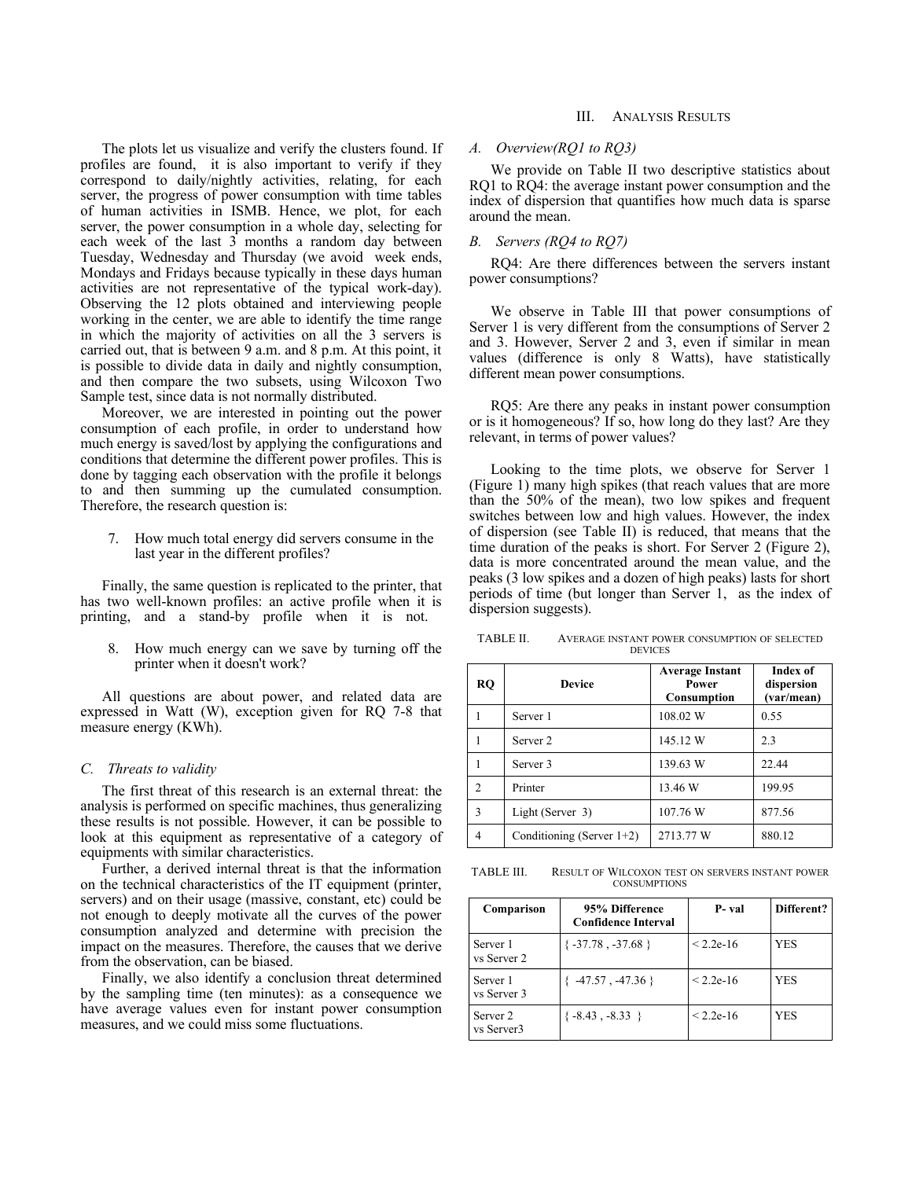The plots let us visualize and verify the clusters found. If profiles are found, it is also important to verify if they correspond to daily/nightly activities, relating, for each server, the progress of power consumption with time tables of human activities in ISMB. Hence, we plot, for each server, the power consumption in a whole day, selecting for each week of the last 3 months a random day between Tuesday, Wednesday and Thursday (we avoid week ends, Mondays and Fridays because typically in these days human activities are not representative of the typical work-day). Observing the 12 plots obtained and interviewing people working in the center, we are able to identify the time range in which the majority of activities on all the 3 servers is carried out, that is between 9 a.m. and 8 p.m. At this point, it is possible to divide data in daily and nightly consumption, and then compare the two subsets, using Wilcoxon Two Sample test, since data is not normally distributed.

Moreover, we are interested in pointing out the power consumption of each profile, in order to understand how much energy is saved/lost by applying the configurations and conditions that determine the different power profiles. This is done by tagging each observation with the profile it belongs to and then summing up the cumulated consumption. Therefore, the research question is:

7. How much total energy did servers consume in the last year in the different profiles?

Finally, the same question is replicated to the printer, that has two well-known profiles: an active profile when it is printing, and a stand-by profile when it is not.

8. How much energy can we save by turning off the printer when it doesn't work?

All questions are about power, and related data are expressed in Watt (W), exception given for RQ 7-8 that measure energy (KWh).

### C. Threats to validity

The first threat of this research is an external threat: the analysis is performed on specific machines, thus generalizing these results is not possible. However, it can be possible to look at this equipment as representative of a category of equipments with similar characteristics.

Further, a derived internal threat is that the information on the technical characteristics of the IT equipment (printer, servers) and on their usage (massive, constant, etc) could be not enough to deeply motivate all the curves of the power consumption analyzed and determine with precision the impact on the measures. Therefore, the causes that we derive from the observation, can be biased.

Finally, we also identify a conclusion threat determined by the sampling time (ten minutes): as a consequence we have average values even for instant power consumption measures, and we could miss some fluctuations.

## III. Analysis Results

### A. Overview(RQ1 to RQ3)

We provide on Table II two descriptive statistics about RQ1 to RQ4: the average instant power consumption and the index of dispersion that quantifies how much data is sparse around the mean.

### B. Servers (RQ4 to RQ7)

RQ4: Are there differences between the servers instant power consumptions?

We observe in Table III that power consumptions of Server 1 is very different from the consumptions of Server 2 and 3. However, Server 2 and 3, even if similar in mean values (difference is only 8 Watts), have statistically different mean power consumptions.

RQ5: Are there any peaks in instant power consumption or is it homogeneous? If so, how long do they last? Are they relevant, in terms of power values?

Looking to the time plots, we observe for Server 1 (Figure 1) many high spikes (that reach values that are more than the 50% of the mean), two low spikes and frequent switches between low and high values. However, the index of dispersion (see Table II) is reduced, that means that the time duration of the peaks is short. For Server 2 (Figure 2), data is more concentrated around the mean value, and the peaks (3 low spikes and a dozen of high peaks) lasts for short periods of time (but longer than Server 1, as the index of dispersion suggests).

TABLE II. AVERAGE INSTANT POWER CONSUMPTION OF SELECTED DEVICES

| RQ | Device | Average Instant Power Consumption | Index of dispersion (var/mean) |
|---|---|---|---|
| 1 | Server 1 | 108.02 W | 0.55 |
| 1 | Server 2 | 145.12 W | 2.3 |
| 1 | Server 3 | 139.63 W | 22.44 |
| 2 | Printer | 13.46 W | 199.95 |
| 3 | Light (Server 3) | 107.76 W | 877.56 |
| 4 | Conditioning (Server 1+2) | 2713.77 W | 880.12 |

TABLE III. RESULT OF WILCOXON TEST ON SERVERS INSTANT POWER CONSUMPTIONS

| Comparison | 95% Difference Confidence Interval | P- val | Different? |
|---|---|---|---|
| Server 1 vs Server 2 | { -37.78 , -37.68 } | < 2.2e-16 | YES |
| Server 1 vs Server 3 | { -47.57 , -47.36 } | < 2.2e-16 | YES |
| Server 2 vs Server3 | { -8.43 , -8.33 } | < 2.2e-16 | YES |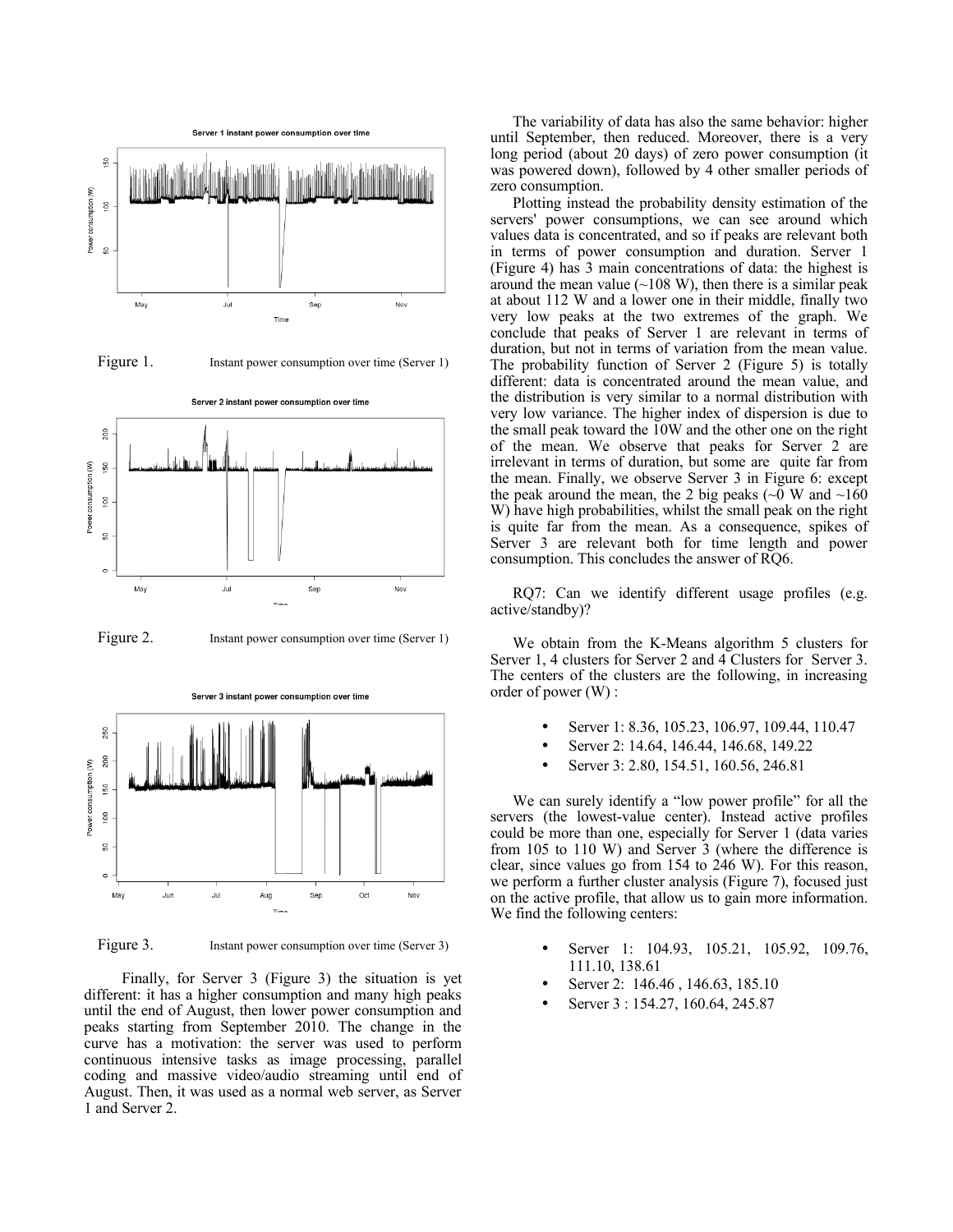Figure 1. Instant power consumption over time (Server 1)

Figure 2. Instant power consumption over time (Server 1)

Figure 3. Instant power consumption over time (Server 3)

Finally, for Server 3 (Figure 3) the situation is yet different: it has a higher consumption and many high peaks until the end of August, then lower power consumption and peaks starting from September 2010. The change in the curve has a motivation: the server was used to perform continuous intensive tasks as image processing, parallel coding and massive video/audio streaming until end of August. Then, it was used as a normal web server, as Server 1 and Server 2.

The variability of data has also the same behavior: higher until September, then reduced. Moreover, there is a very long period (about 20 days) of zero power consumption (it was powered down), followed by 4 other smaller periods of zero consumption.

Plotting instead the probability density estimation of the servers' power consumptions, we can see around which values data is concentrated, and so if peaks are relevant both in terms of power consumption and duration. Server 1 (Figure 4) has 3 main concentrations of data: the highest is around the mean value (~108 W), then there is a similar peak at about 112 W and a lower one in their middle, finally two very low peaks at the two extremes of the graph. We conclude that peaks of Server 1 are relevant in terms of duration, but not in terms of variation from the mean value. The probability function of Server 2 (Figure 5) is totally different: data is concentrated around the mean value, and the distribution is very similar to a normal distribution with very low variance. The higher index of dispersion is due to the small peak toward the 10W and the other one on the right of the mean. We observe that peaks for Server 2 are irrelevant in terms of duration, but some are quite far from the mean. Finally, we observe Server 3 in Figure 6: except the peak around the mean, the 2 big peaks (~0 W and ~160 W) have high probabilities, whilst the small peak on the right is quite far from the mean. As a consequence, spikes of Server 3 are relevant both for time length and power consumption. This concludes the answer of RQ6.

RQ7: Can we identify different usage profiles (e.g. active/standby)?

We obtain from the K-Means algorithm 5 clusters for Server 1, 4 clusters for Server 2 and 4 Clusters for Server 3. The centers of the clusters are the following, in increasing order of power (W) :

- Server 1: 8.36, 105.23, 106.97, 109.44, 110.47
- Server 2: 14.64, 146.44, 146.68, 149.22
- Server 3: 2.80, 154.51, 160.56, 246.81

We can surely identify a "low power profile" for all the servers (the lowest-value center). Instead active profiles could be more than one, especially for Server 1 (data varies from 105 to 110 W) and Server 3 (where the difference is clear, since values go from 154 to 246 W). For this reason, we perform a further cluster analysis (Figure 7), focused just on the active profile, that allow us to gain more information. We find the following centers:

- Server 1: 104.93, 105.21, 105.92, 109.76, 111.10, 138.61
- Server 2: 146.46 , 146.63, 185.10
- Server 3 : 154.27, 160.64, 245.87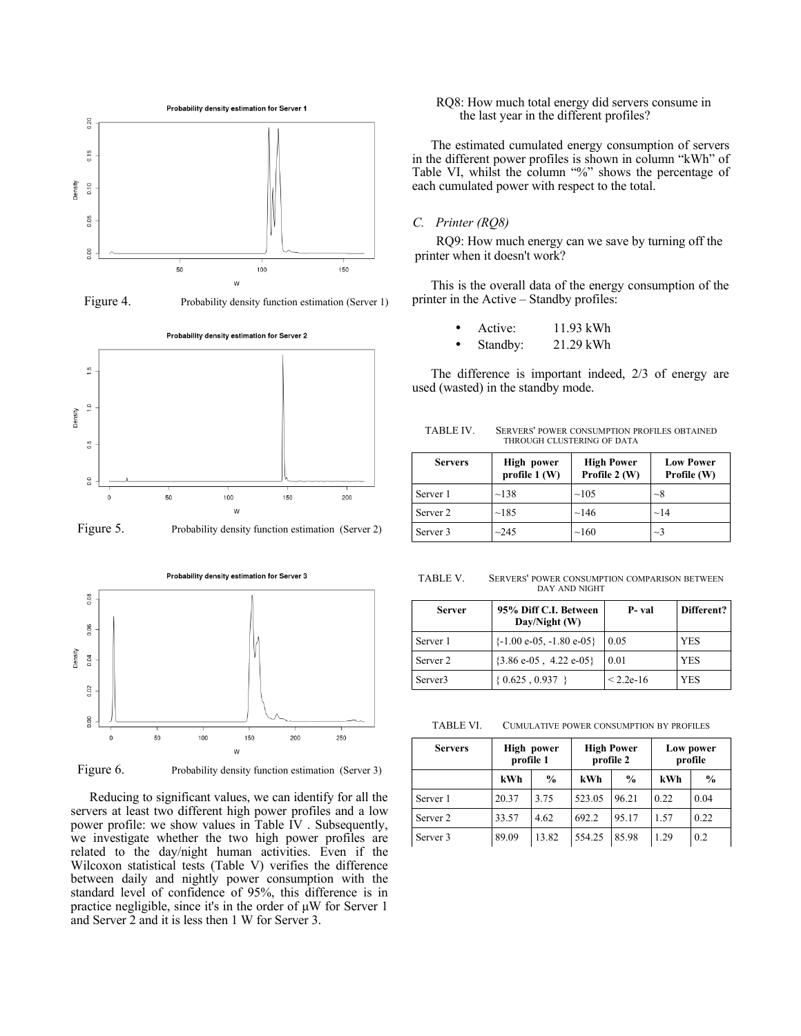Figure 4. Probability density function estimation (Server 1)

Figure 5. Probability density function estimation (Server 2)

Figure 6. Probability density function estimation (Server 3)

Reducing to significant values, we can identify for all the servers at least two different high power profiles and a low power profile: we show values in Table IV . Subsequently, we investigate whether the two high power profiles are related to the day/night human activities. Even if the Wilcoxon statistical tests (Table V) verifies the difference between daily and nightly power consumption with the standard level of confidence of 95%, this difference is in practice negligible, since it's in the order of μW for Server 1 and Server 2 and it is less then 1 W for Server 3.

RQ8: How much total energy did servers consume in the last year in the different profiles?

The estimated cumulated energy consumption of servers in the different power profiles is shown in column "kWh" of Table VI, whilst the column "%" shows the percentage of each cumulated power with respect to the total.

### C. *Printer (RQ8)*

RQ9: How much energy can we save by turning off the printer when it doesn't work?

This is the overall data of the energy consumption of the printer in the Active – Standby profiles:

- Active: 11.93 kWh
- Standby: 21.29 kWh

The difference is important indeed, 2/3 of energy are used (wasted) in the standby mode.

TABLE IV. Servers' power consumption profiles obtained through clustering of data

| Servers | High power profile 1 (W) | High Power Profile 2 (W) | Low Power Profile (W) |
|---|---|---|---|
| Server 1 | ~138 | ~105 | ~8 |
| Server 2 | ~185 | ~146 | ~14 |
| Server 3 | ~245 | ~160 | ~3 |

TABLE V. Servers' power consumption comparison between day and night

| Server | 95% Diff C.I. Between Day/Night (W) | P- val | Different? |
|---|---|---|---|
| Server 1 | {-1.00 e-05, -1.80 e-05} | 0.05 | YES |
| Server 2 | {3.86 e-05 , 4.22 e-05} | 0.01 | YES |
| Server3 | { 0.625 , 0.937 } | < 2.2e-16 | YES |

TABLE VI. Cumulative power consumption by profiles

| Servers | High power profile 1 | | High Power profile 2 | | Low power profile | |
|---|---|---|---|---|---|---|
| | kWh | % | kWh | % | kWh | % |
| Server 1 | 20.37 | 3.75 | 523.05 | 96.21 | 0.22 | 0.04 |
| Server 2 | 33.57 | 4.62 | 692.2 | 95.17 | 1.57 | 0.22 |
| Server 3 | 89.09 | 13.82 | 554.25 | 85.98 | 1.29 | 0.2 |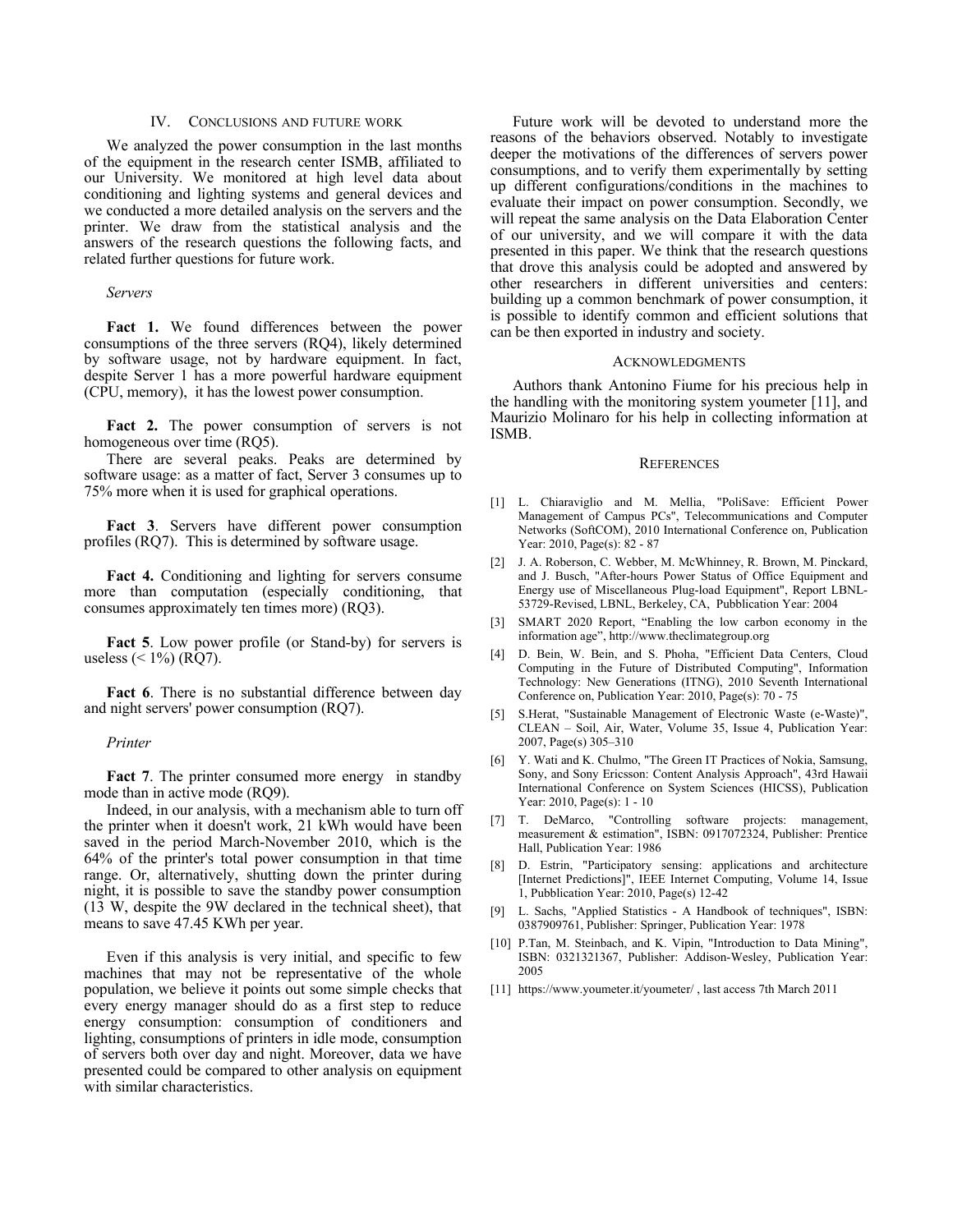## IV. Conclusions and future work

We analyzed the power consumption in the last months of the equipment in the research center ISMB, affiliated to our University. We monitored at high level data about conditioning and lighting systems and general devices and we conducted a more detailed analysis on the servers and the printer. We draw from the statistical analysis and the answers of the research questions the following facts, and related further questions for future work.

*Servers*

**Fact 1.** We found differences between the power consumptions of the three servers (RQ4), likely determined by software usage, not by hardware equipment. In fact, despite Server 1 has a more powerful hardware equipment (CPU, memory), it has the lowest power consumption.

**Fact 2.** The power consumption of servers is not homogeneous over time (RQ5).

There are several peaks. Peaks are determined by software usage: as a matter of fact, Server 3 consumes up to 75% more when it is used for graphical operations.

**Fact 3**. Servers have different power consumption profiles (RQ7). This is determined by software usage.

**Fact 4.** Conditioning and lighting for servers consume more than computation (especially conditioning, that consumes approximately ten times more) (RQ3).

**Fact 5**. Low power profile (or Stand-by) for servers is useless (< 1%) (RQ7).

**Fact 6**. There is no substantial difference between day and night servers' power consumption (RQ7).

*Printer*

**Fact 7**. The printer consumed more energy in standby mode than in active mode (RQ9).

Indeed, in our analysis, with a mechanism able to turn off the printer when it doesn't work, 21 kWh would have been saved in the period March-November 2010, which is the 64% of the printer's total power consumption in that time range. Or, alternatively, shutting down the printer during night, it is possible to save the standby power consumption (13 W, despite the 9W declared in the technical sheet), that means to save 47.45 KWh per year.

Even if this analysis is very initial, and specific to few machines that may not be representative of the whole population, we believe it points out some simple checks that every energy manager should do as a first step to reduce energy consumption: consumption of conditioners and lighting, consumptions of printers in idle mode, consumption of servers both over day and night. Moreover, data we have presented could be compared to other analysis on equipment with similar characteristics.

Future work will be devoted to understand more the reasons of the behaviors observed. Notably to investigate deeper the motivations of the differences of servers power consumptions, and to verify them experimentally by setting up different configurations/conditions in the machines to evaluate their impact on power consumption. Secondly, we will repeat the same analysis on the Data Elaboration Center of our university, and we will compare it with the data presented in this paper. We think that the research questions that drove this analysis could be adopted and answered by other researchers in different universities and centers: building up a common benchmark of power consumption, it is possible to identify common and efficient solutions that can be then exported in industry and society.

## Acknowledgments

Authors thank Antonino Fiume for his precious help in the handling with the monitoring system youmeter [11], and Maurizio Molinaro for his help in collecting information at ISMB.

## References

[1] L. Chiaraviglio and M. Mellia, "PoliSave: Efficient Power Management of Campus PCs", Telecommunications and Computer Networks (SoftCOM), 2010 International Conference on, Publication Year: 2010, Page(s): 82 - 87

[2] J. A. Roberson, C. Webber, M. McWhinney, R. Brown, M. Pinckard, and J. Busch, "After-hours Power Status of Office Equipment and Energy use of Miscellaneous Plug-load Equipment", Report LBNL-53729-Revised, LBNL, Berkeley, CA, Pubblication Year: 2004

[3] SMART 2020 Report, "Enabling the low carbon economy in the information age", http://www.theclimategroup.org

[4] D. Bein, W. Bein, and S. Phoha, "Efficient Data Centers, Cloud Computing in the Future of Distributed Computing", Information Technology: New Generations (ITNG), 2010 Seventh International Conference on, Publication Year: 2010, Page(s): 70 - 75

[5] S.Herat, "Sustainable Management of Electronic Waste (e-Waste)", CLEAN – Soil, Air, Water, Volume 35, Issue 4, Publication Year: 2007, Page(s) 305–310

[6] Y. Wati and K. Chulmo, "The Green IT Practices of Nokia, Samsung, Sony, and Sony Ericsson: Content Analysis Approach", 43rd Hawaii International Conference on System Sciences (HICSS), Publication Year: 2010, Page(s): 1 - 10

[7] T. DeMarco, "Controlling software projects: management, measurement & estimation", ISBN: 0917072324, Publisher: Prentice Hall, Publication Year: 1986

[8] D. Estrin, "Participatory sensing: applications and architecture [Internet Predictions]", IEEE Internet Computing, Volume 14, Issue 1, Pubblication Year: 2010, Page(s) 12-42

[9] L. Sachs, "Applied Statistics - A Handbook of techniques", ISBN: 0387909761, Publisher: Springer, Publication Year: 1978

[10] P.Tan, M. Steinbach, and K. Vipin, "Introduction to Data Mining", ISBN: 0321321367, Publisher: Addison-Wesley, Publication Year: 2005

[11] https://www.youmeter.it/youmeter/ , last access 7th March 2011